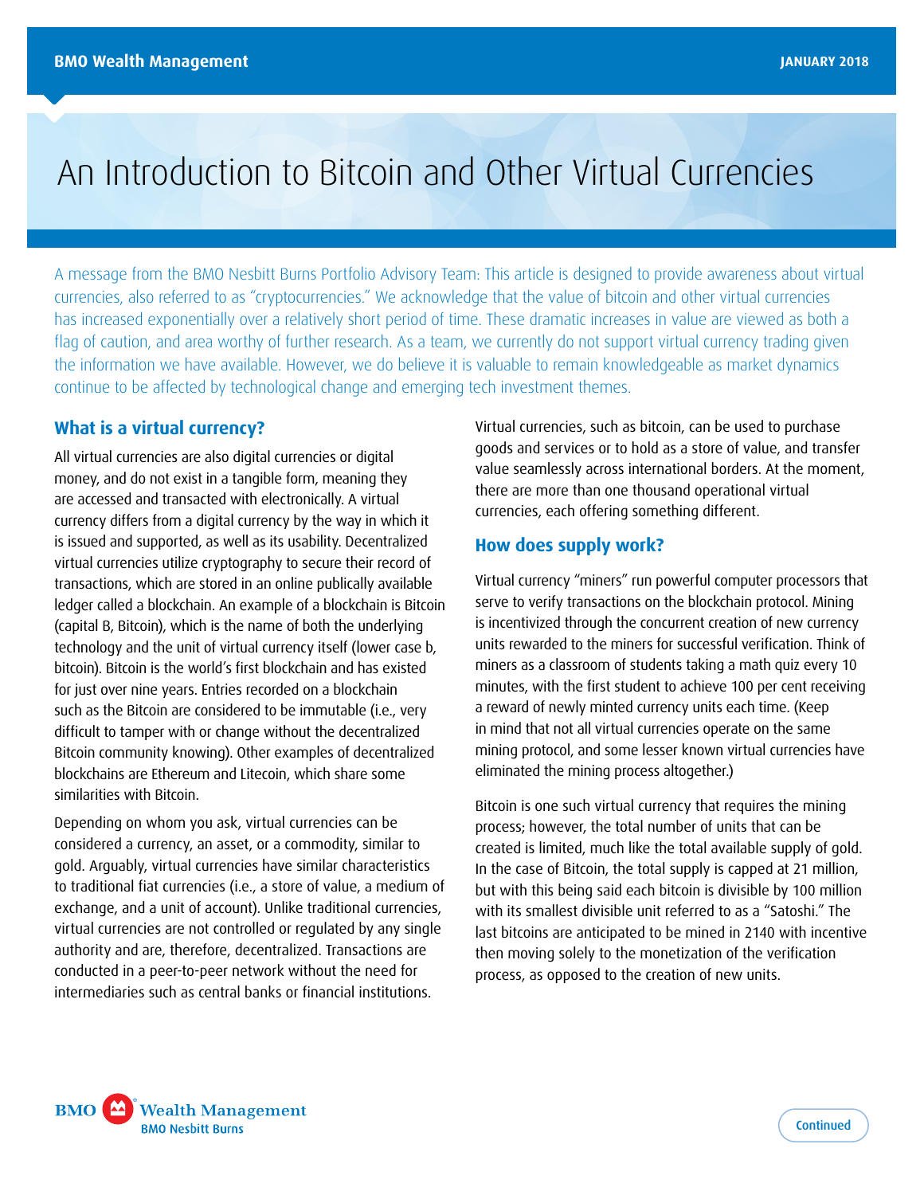# An Introduction to Bitcoin and Other Virtual Currencies

A message from the BMO Nesbitt Burns Portfolio Advisory Team: This article is designed to provide awareness about virtual currencies, also referred to as "cryptocurrencies." We acknowledge that the value of bitcoin and other virtual currencies has increased exponentially over a relatively short period of time. These dramatic increases in value are viewed as both a flag of caution, and area worthy of further research. As a team, we currently do not support virtual currency trading given the information we have available. However, we do believe it is valuable to remain knowledgeable as market dynamics continue to be affected by technological change and emerging tech investment themes.

## What is a virtual currency?

All virtual currencies are also digital currencies or digital money, and do not exist in a tangible form, meaning they are accessed and transacted with electronically. A virtual currency differs from a digital currency by the way in which it is issued and supported, as well as its usability. Decentralized virtual currencies utilize cryptography to secure their record of transactions, which are stored in an online publically available ledger called a blockchain. An example of a blockchain is Bitcoin (capital B, Bitcoin), which is the name of both the underlying technology and the unit of virtual currency itself (lower case b, bitcoin). Bitcoin is the world's first blockchain and has existed for just over nine years. Entries recorded on a blockchain such as the Bitcoin are considered to be immutable (i.e., very difficult to tamper with or change without the decentralized Bitcoin community knowing). Other examples of decentralized blockchains are Ethereum and Litecoin, which share some similarities with Bitcoin.

Depending on whom you ask, virtual currencies can be considered a currency, an asset, or a commodity, similar to gold. Arguably, virtual currencies have similar characteristics to traditional fiat currencies (i.e., a store of value, a medium of exchange, and a unit of account). Unlike traditional currencies, virtual currencies are not controlled or regulated by any single authority and are, therefore, decentralized. Transactions are conducted in a peer-to-peer network without the need for intermediaries such as central banks or financial institutions.

Virtual currencies, such as bitcoin, can be used to purchase goods and services or to hold as a store of value, and transfer value seamlessly across international borders. At the moment, there are more than one thousand operational virtual currencies, each offering something different.

## How does supply work?

Virtual currency "miners" run powerful computer processors that serve to verify transactions on the blockchain protocol. Mining is incentivized through the concurrent creation of new currency units rewarded to the miners for successful verification. Think of miners as a classroom of students taking a math quiz every 10 minutes, with the first student to achieve 100 per cent receiving a reward of newly minted currency units each time. (Keep in mind that not all virtual currencies operate on the same mining protocol, and some lesser known virtual currencies have eliminated the mining process altogether.)

Bitcoin is one such virtual currency that requires the mining process; however, the total number of units that can be created is limited, much like the total available supply of gold. In the case of Bitcoin, the total supply is capped at 21 million, but with this being said each bitcoin is divisible by 100 million with its smallest divisible unit referred to as a "Satoshi." The last bitcoins are anticipated to be mined in 2140 with incentive then moving solely to the monetization of the verification process, as opposed to the creation of new units.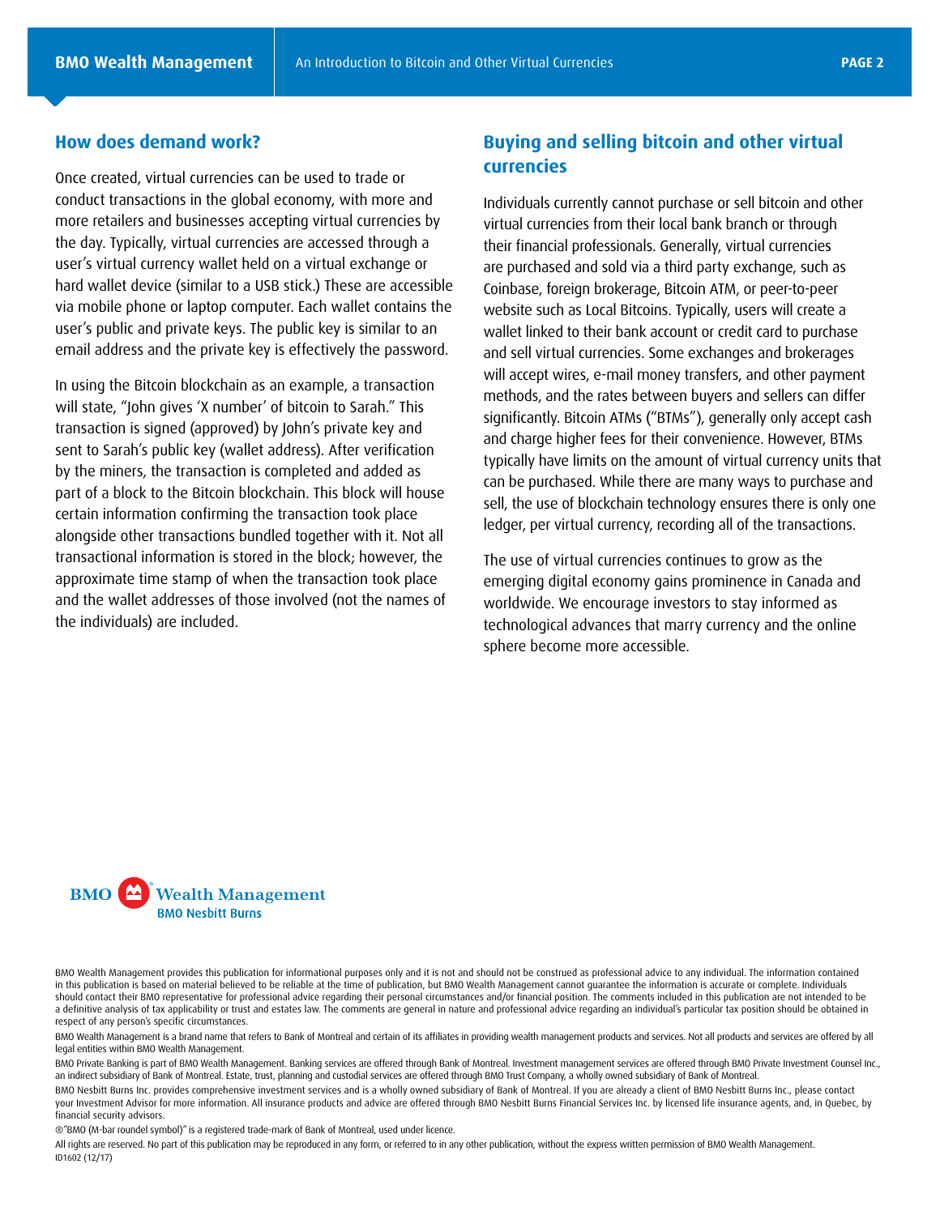## How does demand work?

Once created, virtual currencies can be used to trade or conduct transactions in the global economy, with more and more retailers and businesses accepting virtual currencies by the day. Typically, virtual currencies are accessed through a user's virtual currency wallet held on a virtual exchange or hard wallet device (similar to a USB stick.) These are accessible via mobile phone or laptop computer. Each wallet contains the user's public and private keys. The public key is similar to an email address and the private key is effectively the password.

In using the Bitcoin blockchain as an example, a transaction will state, "John gives 'X number' of bitcoin to Sarah." This transaction is signed (approved) by John's private key and sent to Sarah's public key (wallet address). After verification by the miners, the transaction is completed and added as part of a block to the Bitcoin blockchain. This block will house certain information confirming the transaction took place alongside other transactions bundled together with it. Not all transactional information is stored in the block; however, the approximate time stamp of when the transaction took place and the wallet addresses of those involved (not the names of the individuals) are included.

## Buying and selling bitcoin and other virtual currencies

Individuals currently cannot purchase or sell bitcoin and other virtual currencies from their local bank branch or through their financial professionals. Generally, virtual currencies are purchased and sold via a third party exchange, such as Coinbase, foreign brokerage, Bitcoin ATM, or peer-to-peer website such as Local Bitcoins. Typically, users will create a wallet linked to their bank account or credit card to purchase and sell virtual currencies. Some exchanges and brokerages will accept wires, e-mail money transfers, and other payment methods, and the rates between buyers and sellers can differ significantly. Bitcoin ATMs ("BTMs"), generally only accept cash and charge higher fees for their convenience. However, BTMs typically have limits on the amount of virtual currency units that can be purchased. While there are many ways to purchase and sell, the use of blockchain technology ensures there is only one ledger, per virtual currency, recording all of the transactions.

The use of virtual currencies continues to grow as the emerging digital economy gains prominence in Canada and worldwide. We encourage investors to stay informed as technological advances that marry currency and the online sphere become more accessible.

BMO Wealth Management
BMO Nesbitt Burns

BMO Wealth Management provides this publication for informational purposes only and it is not and should not be construed as professional advice to any individual. The information contained in this publication is based on material believed to be reliable at the time of publication, but BMO Wealth Management cannot guarantee the information is accurate or complete. Individuals should contact their BMO representative for professional advice regarding their personal circumstances and/or financial position. The comments included in this publication are not intended to be a definitive analysis of tax applicability or trust and estates law. The comments are general in nature and professional advice regarding an individual's particular tax position should be obtained in respect of any person's specific circumstances.

BMO Wealth Management is a brand name that refers to Bank of Montreal and certain of its affiliates in providing wealth management products and services. Not all products and services are offered by all legal entities within BMO Wealth Management.

BMO Private Banking is part of BMO Wealth Management. Banking services are offered through Bank of Montreal. Investment management services are offered through BMO Private Investment Counsel Inc., an indirect subsidiary of Bank of Montreal. Estate, trust, planning and custodial services are offered through BMO Trust Company, a wholly owned subsidiary of Bank of Montreal.

BMO Nesbitt Burns Inc. provides comprehensive investment services and is a wholly owned subsidiary of Bank of Montreal. If you are already a client of BMO Nesbitt Burns Inc., please contact your Investment Advisor for more information. All insurance products and advice are offered through BMO Nesbitt Burns Financial Services Inc. by licensed life insurance agents, and, in Quebec, by financial security advisors.

®"BMO (M-bar roundel symbol)" is a registered trade-mark of Bank of Montreal, used under licence.

All rights are reserved. No part of this publication may be reproduced in any form, or referred to in any other publication, without the express written permission of BMO Wealth Management.
ID1602 (12/17)